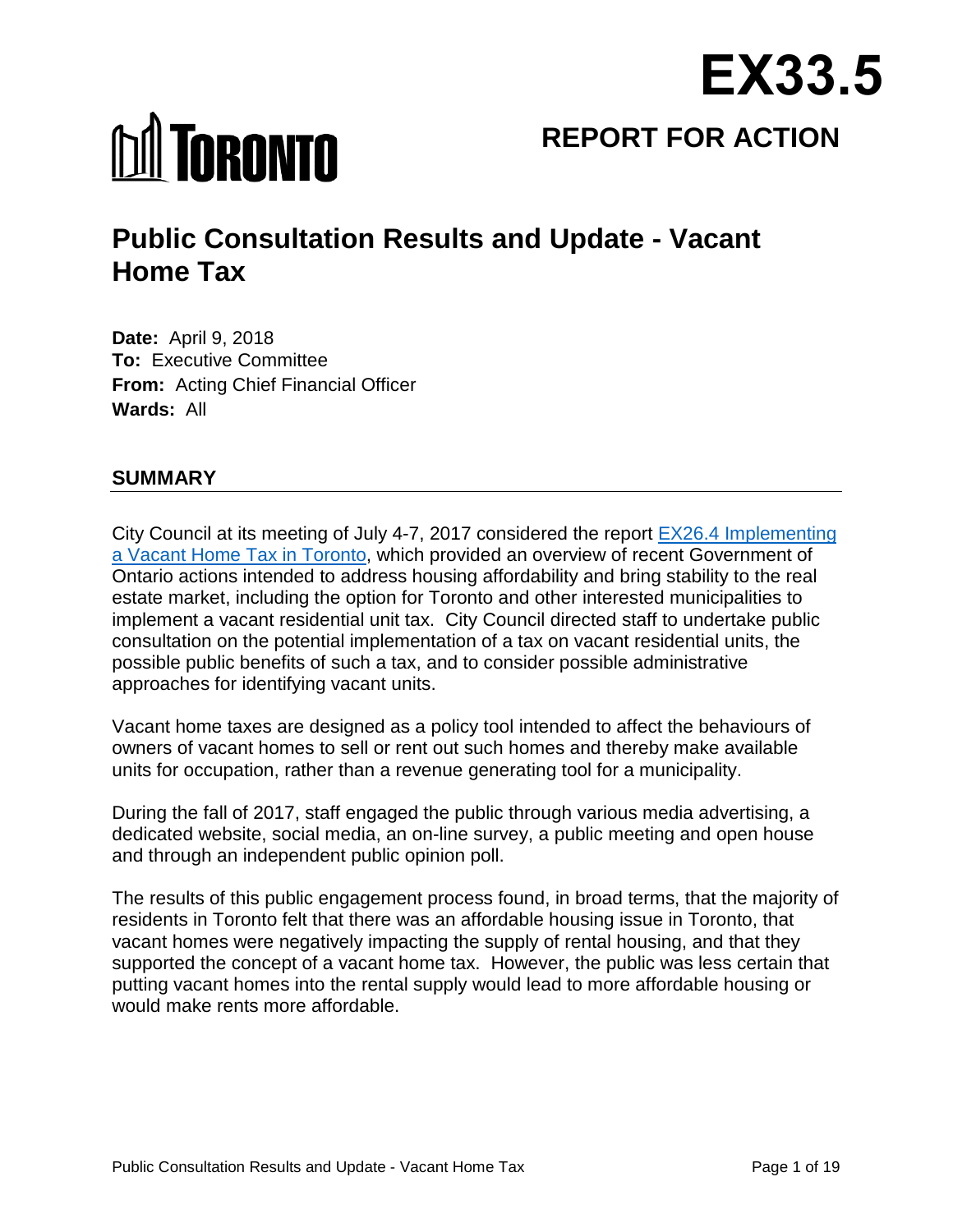# EX33.5

## REPORT FOR ACTION

# Public Consultation Results and Update - Vacant Home Tax

**Date:** April 9, 2018
**To:** Executive Committee
**From:** Acting Chief Financial Officer
**Wards:** All

## SUMMARY

City Council at its meeting of July 4-7, 2017 considered the report [EX26.4 Implementing a Vacant Home Tax in Toronto](), which provided an overview of recent Government of Ontario actions intended to address housing affordability and bring stability to the real estate market, including the option for Toronto and other interested municipalities to implement a vacant residential unit tax. City Council directed staff to undertake public consultation on the potential implementation of a tax on vacant residential units, the possible public benefits of such a tax, and to consider possible administrative approaches for identifying vacant units.

Vacant home taxes are designed as a policy tool intended to affect the behaviours of owners of vacant homes to sell or rent out such homes and thereby make available units for occupation, rather than a revenue generating tool for a municipality.

During the fall of 2017, staff engaged the public through various media advertising, a dedicated website, social media, an on-line survey, a public meeting and open house and through an independent public opinion poll.

The results of this public engagement process found, in broad terms, that the majority of residents in Toronto felt that there was an affordable housing issue in Toronto, that vacant homes were negatively impacting the supply of rental housing, and that they supported the concept of a vacant home tax. However, the public was less certain that putting vacant homes into the rental supply would lead to more affordable housing or would make rents more affordable.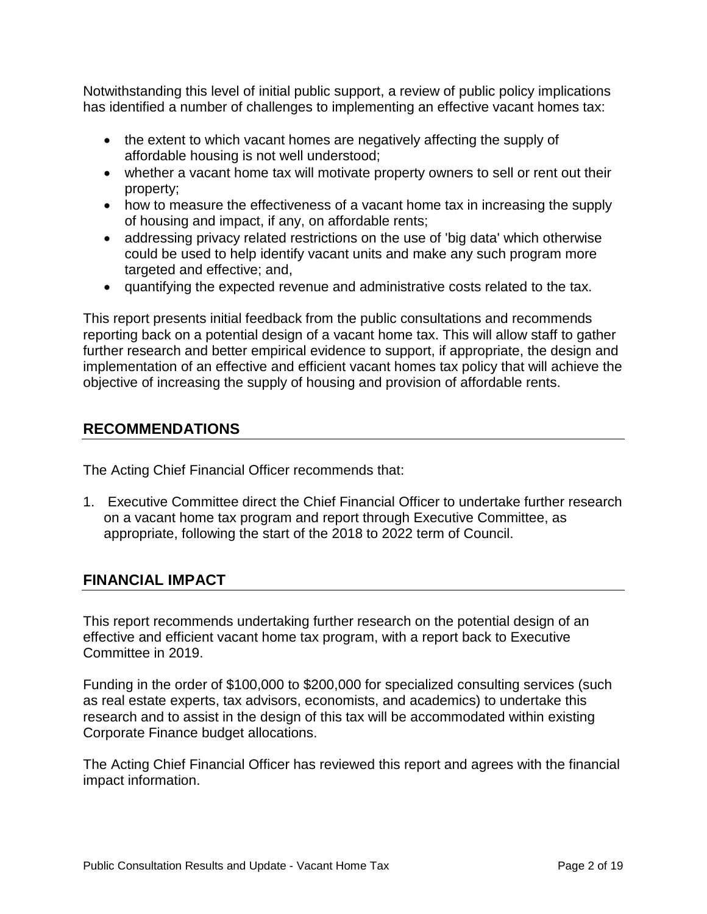Notwithstanding this level of initial public support, a review of public policy implications has identified a number of challenges to implementing an effective vacant homes tax:

- the extent to which vacant homes are negatively affecting the supply of affordable housing is not well understood;
- whether a vacant home tax will motivate property owners to sell or rent out their property;
- how to measure the effectiveness of a vacant home tax in increasing the supply of housing and impact, if any, on affordable rents;
- addressing privacy related restrictions on the use of 'big data' which otherwise could be used to help identify vacant units and make any such program more targeted and effective; and,
- quantifying the expected revenue and administrative costs related to the tax.

This report presents initial feedback from the public consultations and recommends reporting back on a potential design of a vacant home tax. This will allow staff to gather further research and better empirical evidence to support, if appropriate, the design and implementation of an effective and efficient vacant homes tax policy that will achieve the objective of increasing the supply of housing and provision of affordable rents.

## RECOMMENDATIONS

The Acting Chief Financial Officer recommends that:

1. Executive Committee direct the Chief Financial Officer to undertake further research on a vacant home tax program and report through Executive Committee, as appropriate, following the start of the 2018 to 2022 term of Council.

## FINANCIAL IMPACT

This report recommends undertaking further research on the potential design of an effective and efficient vacant home tax program, with a report back to Executive Committee in 2019.

Funding in the order of $100,000 to $200,000 for specialized consulting services (such as real estate experts, tax advisors, economists, and academics) to undertake this research and to assist in the design of this tax will be accommodated within existing Corporate Finance budget allocations.

The Acting Chief Financial Officer has reviewed this report and agrees with the financial impact information.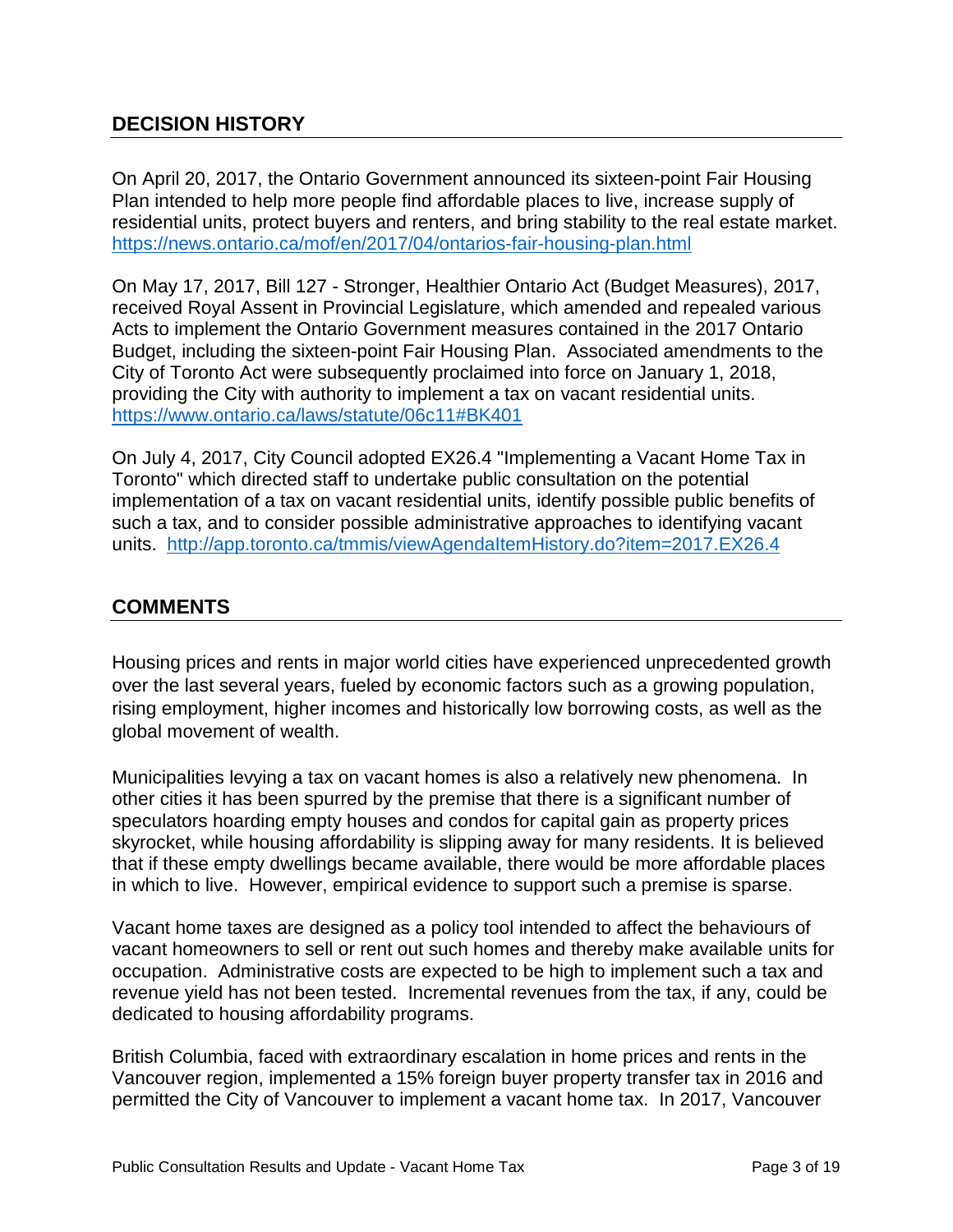## DECISION HISTORY

On April 20, 2017, the Ontario Government announced its sixteen-point Fair Housing Plan intended to help more people find affordable places to live, increase supply of residential units, protect buyers and renters, and bring stability to the real estate market. https://news.ontario.ca/mof/en/2017/04/ontarios-fair-housing-plan.html

On May 17, 2017, Bill 127 - Stronger, Healthier Ontario Act (Budget Measures), 2017, received Royal Assent in Provincial Legislature, which amended and repealed various Acts to implement the Ontario Government measures contained in the 2017 Ontario Budget, including the sixteen-point Fair Housing Plan. Associated amendments to the City of Toronto Act were subsequently proclaimed into force on January 1, 2018, providing the City with authority to implement a tax on vacant residential units. https://www.ontario.ca/laws/statute/06c11#BK401

On July 4, 2017, City Council adopted EX26.4 "Implementing a Vacant Home Tax in Toronto" which directed staff to undertake public consultation on the potential implementation of a tax on vacant residential units, identify possible public benefits of such a tax, and to consider possible administrative approaches to identifying vacant units. http://app.toronto.ca/tmmis/viewAgendaItemHistory.do?item=2017.EX26.4

## COMMENTS

Housing prices and rents in major world cities have experienced unprecedented growth over the last several years, fueled by economic factors such as a growing population, rising employment, higher incomes and historically low borrowing costs, as well as the global movement of wealth.

Municipalities levying a tax on vacant homes is also a relatively new phenomena. In other cities it has been spurred by the premise that there is a significant number of speculators hoarding empty houses and condos for capital gain as property prices skyrocket, while housing affordability is slipping away for many residents. It is believed that if these empty dwellings became available, there would be more affordable places in which to live. However, empirical evidence to support such a premise is sparse.

Vacant home taxes are designed as a policy tool intended to affect the behaviours of vacant homeowners to sell or rent out such homes and thereby make available units for occupation. Administrative costs are expected to be high to implement such a tax and revenue yield has not been tested. Incremental revenues from the tax, if any, could be dedicated to housing affordability programs.

British Columbia, faced with extraordinary escalation in home prices and rents in the Vancouver region, implemented a 15% foreign buyer property transfer tax in 2016 and permitted the City of Vancouver to implement a vacant home tax. In 2017, Vancouver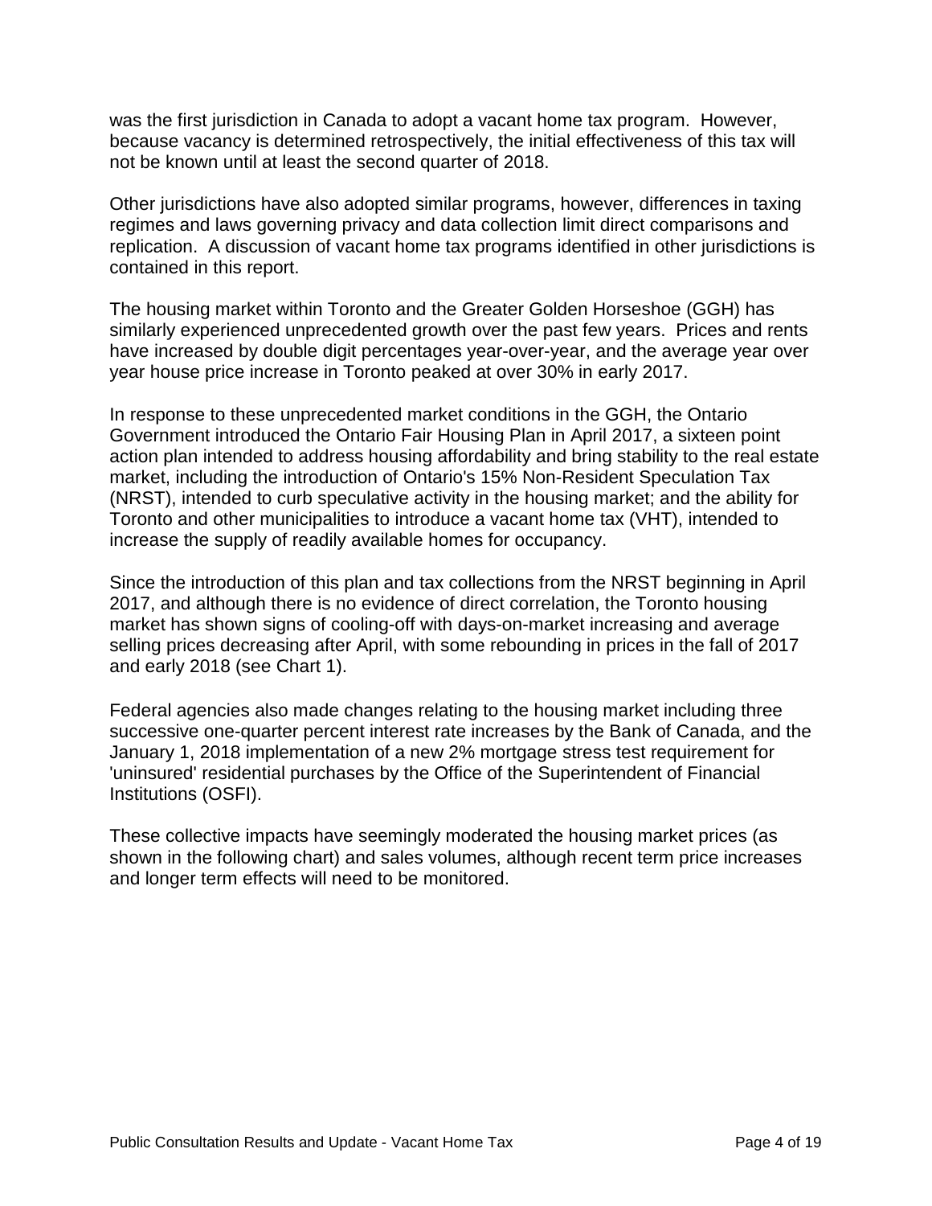was the first jurisdiction in Canada to adopt a vacant home tax program. However, because vacancy is determined retrospectively, the initial effectiveness of this tax will not be known until at least the second quarter of 2018.

Other jurisdictions have also adopted similar programs, however, differences in taxing regimes and laws governing privacy and data collection limit direct comparisons and replication. A discussion of vacant home tax programs identified in other jurisdictions is contained in this report.

The housing market within Toronto and the Greater Golden Horseshoe (GGH) has similarly experienced unprecedented growth over the past few years. Prices and rents have increased by double digit percentages year-over-year, and the average year over year house price increase in Toronto peaked at over 30% in early 2017.

In response to these unprecedented market conditions in the GGH, the Ontario Government introduced the Ontario Fair Housing Plan in April 2017, a sixteen point action plan intended to address housing affordability and bring stability to the real estate market, including the introduction of Ontario's 15% Non-Resident Speculation Tax (NRST), intended to curb speculative activity in the housing market; and the ability for Toronto and other municipalities to introduce a vacant home tax (VHT), intended to increase the supply of readily available homes for occupancy.

Since the introduction of this plan and tax collections from the NRST beginning in April 2017, and although there is no evidence of direct correlation, the Toronto housing market has shown signs of cooling-off with days-on-market increasing and average selling prices decreasing after April, with some rebounding in prices in the fall of 2017 and early 2018 (see Chart 1).

Federal agencies also made changes relating to the housing market including three successive one-quarter percent interest rate increases by the Bank of Canada, and the January 1, 2018 implementation of a new 2% mortgage stress test requirement for 'uninsured' residential purchases by the Office of the Superintendent of Financial Institutions (OSFI).

These collective impacts have seemingly moderated the housing market prices (as shown in the following chart) and sales volumes, although recent term price increases and longer term effects will need to be monitored.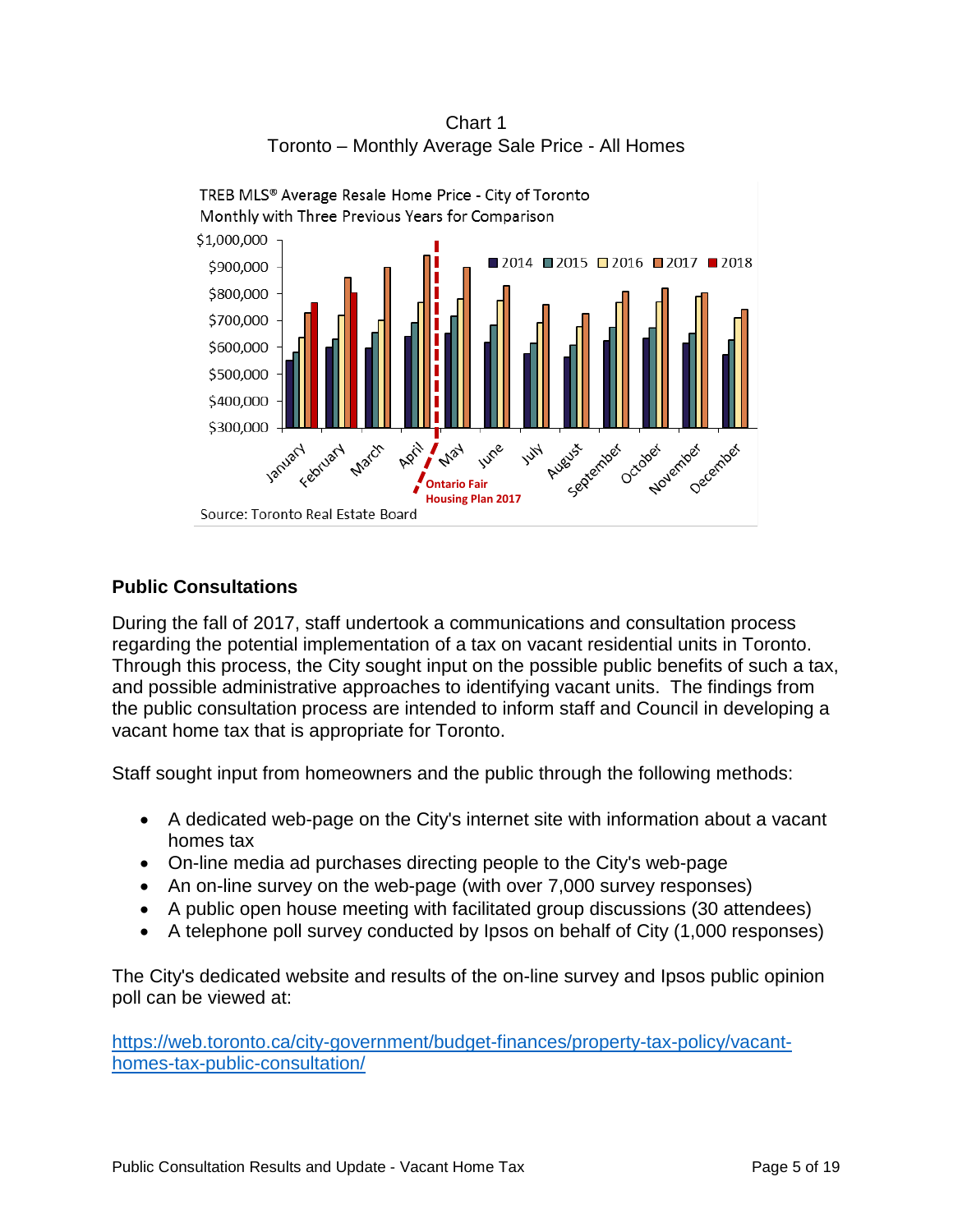Chart 1
Toronto – Monthly Average Sale Price - All Homes

TREB MLS® Average Resale Home Price - City of Toronto
Monthly with Three Previous Years for Comparison

Source: Toronto Real Estate Board

## Public Consultations

During the fall of 2017, staff undertook a communications and consultation process regarding the potential implementation of a tax on vacant residential units in Toronto. Through this process, the City sought input on the possible public benefits of such a tax, and possible administrative approaches to identifying vacant units. The findings from the public consultation process are intended to inform staff and Council in developing a vacant home tax that is appropriate for Toronto.

Staff sought input from homeowners and the public through the following methods:

- A dedicated web-page on the City's internet site with information about a vacant homes tax
- On-line media ad purchases directing people to the City's web-page
- An on-line survey on the web-page (with over 7,000 survey responses)
- A public open house meeting with facilitated group discussions (30 attendees)
- A telephone poll survey conducted by Ipsos on behalf of City (1,000 responses)

The City's dedicated website and results of the on-line survey and Ipsos public opinion poll can be viewed at:

https://web.toronto.ca/city-government/budget-finances/property-tax-policy/vacant-homes-tax-public-consultation/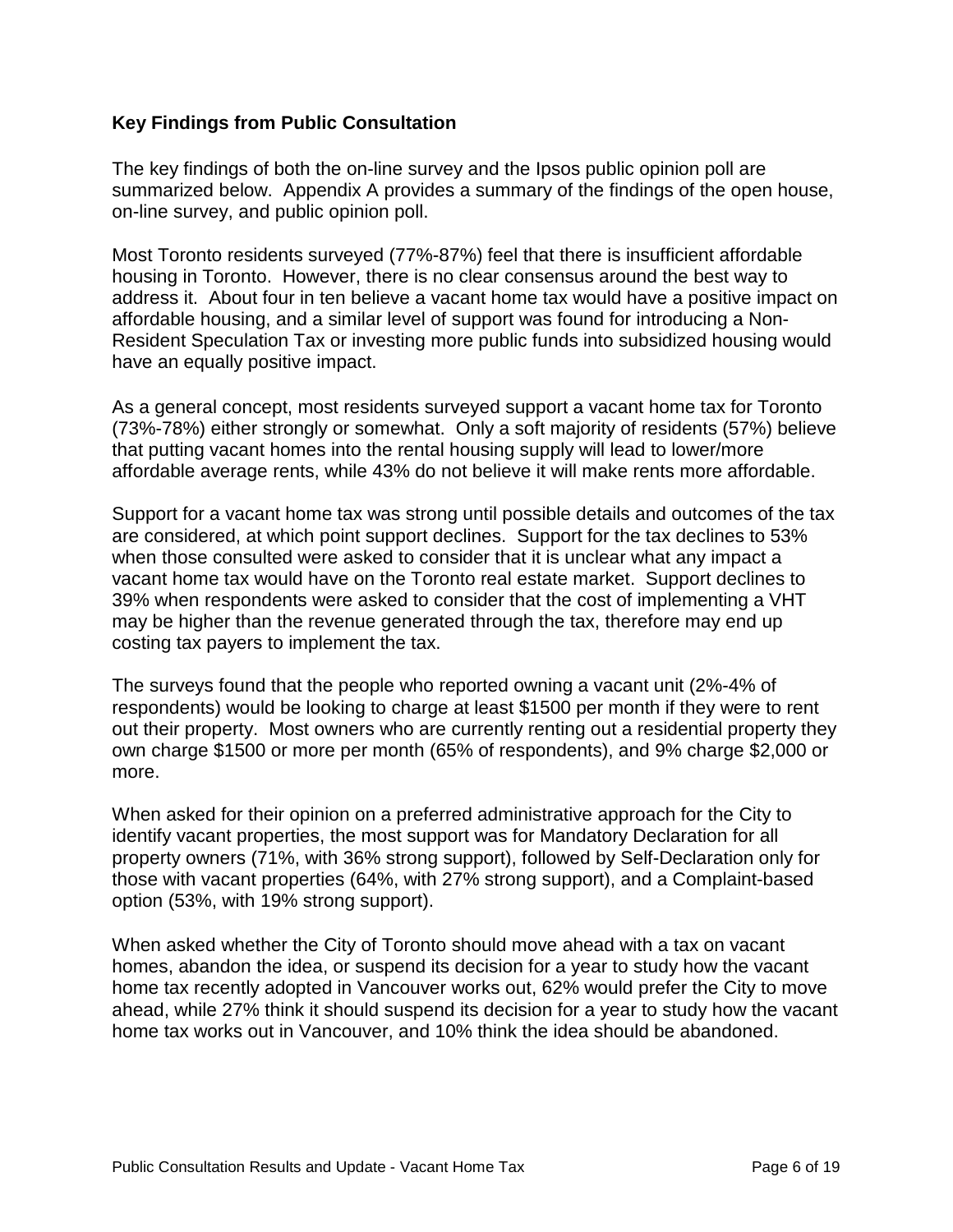### Key Findings from Public Consultation

The key findings of both the on-line survey and the Ipsos public opinion poll are summarized below. Appendix A provides a summary of the findings of the open house, on-line survey, and public opinion poll.

Most Toronto residents surveyed (77%-87%) feel that there is insufficient affordable housing in Toronto. However, there is no clear consensus around the best way to address it. About four in ten believe a vacant home tax would have a positive impact on affordable housing, and a similar level of support was found for introducing a Non-Resident Speculation Tax or investing more public funds into subsidized housing would have an equally positive impact.

As a general concept, most residents surveyed support a vacant home tax for Toronto (73%-78%) either strongly or somewhat. Only a soft majority of residents (57%) believe that putting vacant homes into the rental housing supply will lead to lower/more affordable average rents, while 43% do not believe it will make rents more affordable.

Support for a vacant home tax was strong until possible details and outcomes of the tax are considered, at which point support declines. Support for the tax declines to 53% when those consulted were asked to consider that it is unclear what any impact a vacant home tax would have on the Toronto real estate market. Support declines to 39% when respondents were asked to consider that the cost of implementing a VHT may be higher than the revenue generated through the tax, therefore may end up costing tax payers to implement the tax.

The surveys found that the people who reported owning a vacant unit (2%-4% of respondents) would be looking to charge at least $1500 per month if they were to rent out their property. Most owners who are currently renting out a residential property they own charge $1500 or more per month (65% of respondents), and 9% charge $2,000 or more.

When asked for their opinion on a preferred administrative approach for the City to identify vacant properties, the most support was for Mandatory Declaration for all property owners (71%, with 36% strong support), followed by Self-Declaration only for those with vacant properties (64%, with 27% strong support), and a Complaint-based option (53%, with 19% strong support).

When asked whether the City of Toronto should move ahead with a tax on vacant homes, abandon the idea, or suspend its decision for a year to study how the vacant home tax recently adopted in Vancouver works out, 62% would prefer the City to move ahead, while 27% think it should suspend its decision for a year to study how the vacant home tax works out in Vancouver, and 10% think the idea should be abandoned.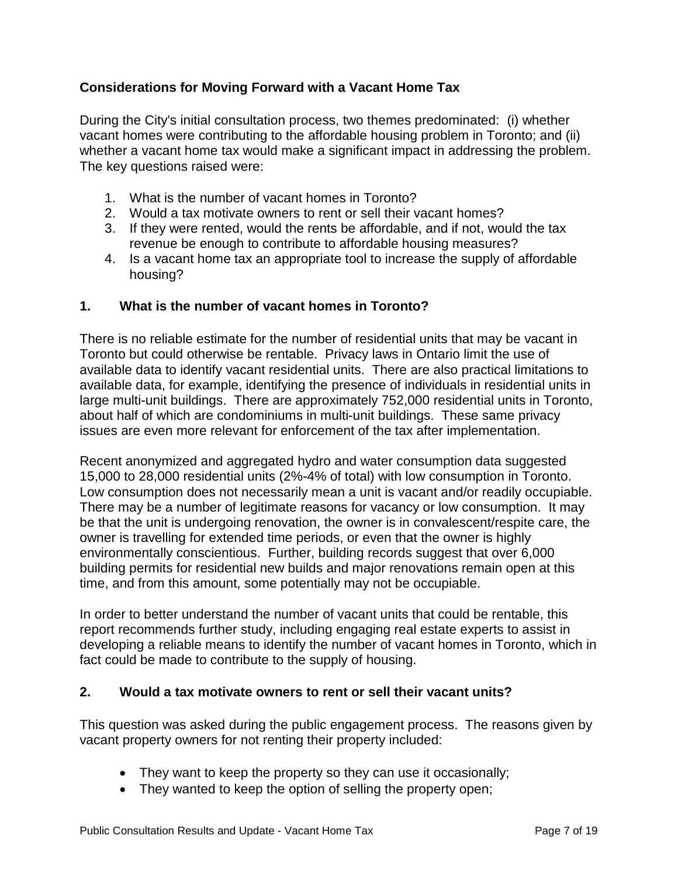## Considerations for Moving Forward with a Vacant Home Tax

During the City's initial consultation process, two themes predominated: (i) whether vacant homes were contributing to the affordable housing problem in Toronto; and (ii) whether a vacant home tax would make a significant impact in addressing the problem. The key questions raised were:

1. What is the number of vacant homes in Toronto?
2. Would a tax motivate owners to rent or sell their vacant homes?
3. If they were rented, would the rents be affordable, and if not, would the tax revenue be enough to contribute to affordable housing measures?
4. Is a vacant home tax an appropriate tool to increase the supply of affordable housing?

### 1. What is the number of vacant homes in Toronto?

There is no reliable estimate for the number of residential units that may be vacant in Toronto but could otherwise be rentable. Privacy laws in Ontario limit the use of available data to identify vacant residential units. There are also practical limitations to available data, for example, identifying the presence of individuals in residential units in large multi-unit buildings. There are approximately 752,000 residential units in Toronto, about half of which are condominiums in multi-unit buildings. These same privacy issues are even more relevant for enforcement of the tax after implementation.

Recent anonymized and aggregated hydro and water consumption data suggested 15,000 to 28,000 residential units (2%-4% of total) with low consumption in Toronto. Low consumption does not necessarily mean a unit is vacant and/or readily occupiable. There may be a number of legitimate reasons for vacancy or low consumption. It may be that the unit is undergoing renovation, the owner is in convalescent/respite care, the owner is travelling for extended time periods, or even that the owner is highly environmentally conscientious. Further, building records suggest that over 6,000 building permits for residential new builds and major renovations remain open at this time, and from this amount, some potentially may not be occupiable.

In order to better understand the number of vacant units that could be rentable, this report recommends further study, including engaging real estate experts to assist in developing a reliable means to identify the number of vacant homes in Toronto, which in fact could be made to contribute to the supply of housing.

### 2. Would a tax motivate owners to rent or sell their vacant units?

This question was asked during the public engagement process. The reasons given by vacant property owners for not renting their property included:

- They want to keep the property so they can use it occasionally;
- They wanted to keep the option of selling the property open;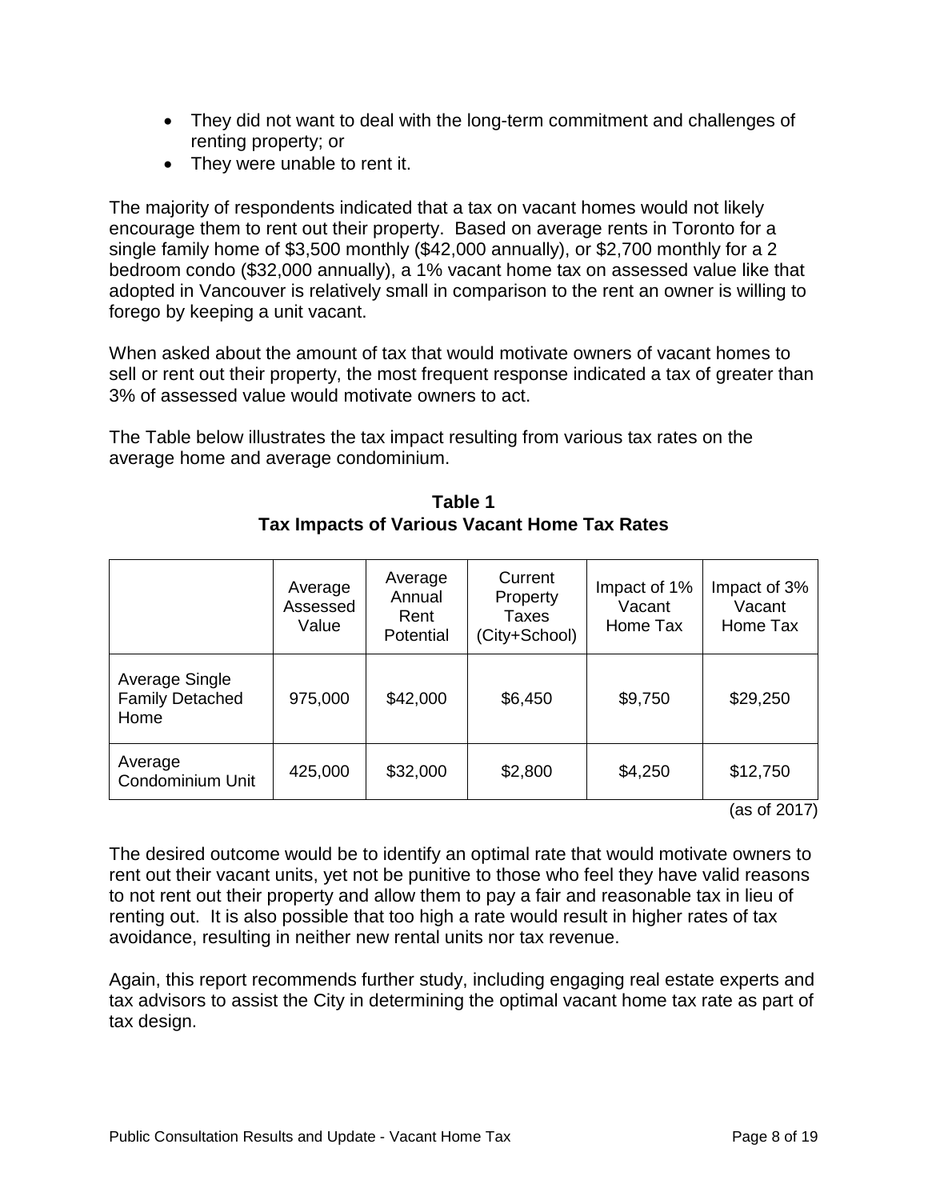- They did not want to deal with the long-term commitment and challenges of renting property; or
- They were unable to rent it.

The majority of respondents indicated that a tax on vacant homes would not likely encourage them to rent out their property. Based on average rents in Toronto for a single family home of $3,500 monthly ($42,000 annually), or $2,700 monthly for a 2 bedroom condo ($32,000 annually), a 1% vacant home tax on assessed value like that adopted in Vancouver is relatively small in comparison to the rent an owner is willing to forego by keeping a unit vacant.

When asked about the amount of tax that would motivate owners of vacant homes to sell or rent out their property, the most frequent response indicated a tax of greater than 3% of assessed value would motivate owners to act.

The Table below illustrates the tax impact resulting from various tax rates on the average home and average condominium.

**Table 1**
**Tax Impacts of Various Vacant Home Tax Rates**

| | Average Assessed Value | Average Annual Rent Potential | Current Property Taxes (City+School) | Impact of 1% Vacant Home Tax | Impact of 3% Vacant Home Tax |
|---|---|---|---|---|---|
| Average Single Family Detached Home | 975,000 | $42,000 | $6,450 | $9,750 | $29,250 |
| Average Condominium Unit | 425,000 | $32,000 | $2,800 | $4,250 | $12,750 |

(as of 2017)

The desired outcome would be to identify an optimal rate that would motivate owners to rent out their vacant units, yet not be punitive to those who feel they have valid reasons to not rent out their property and allow them to pay a fair and reasonable tax in lieu of renting out. It is also possible that too high a rate would result in higher rates of tax avoidance, resulting in neither new rental units nor tax revenue.

Again, this report recommends further study, including engaging real estate experts and tax advisors to assist the City in determining the optimal vacant home tax rate as part of tax design.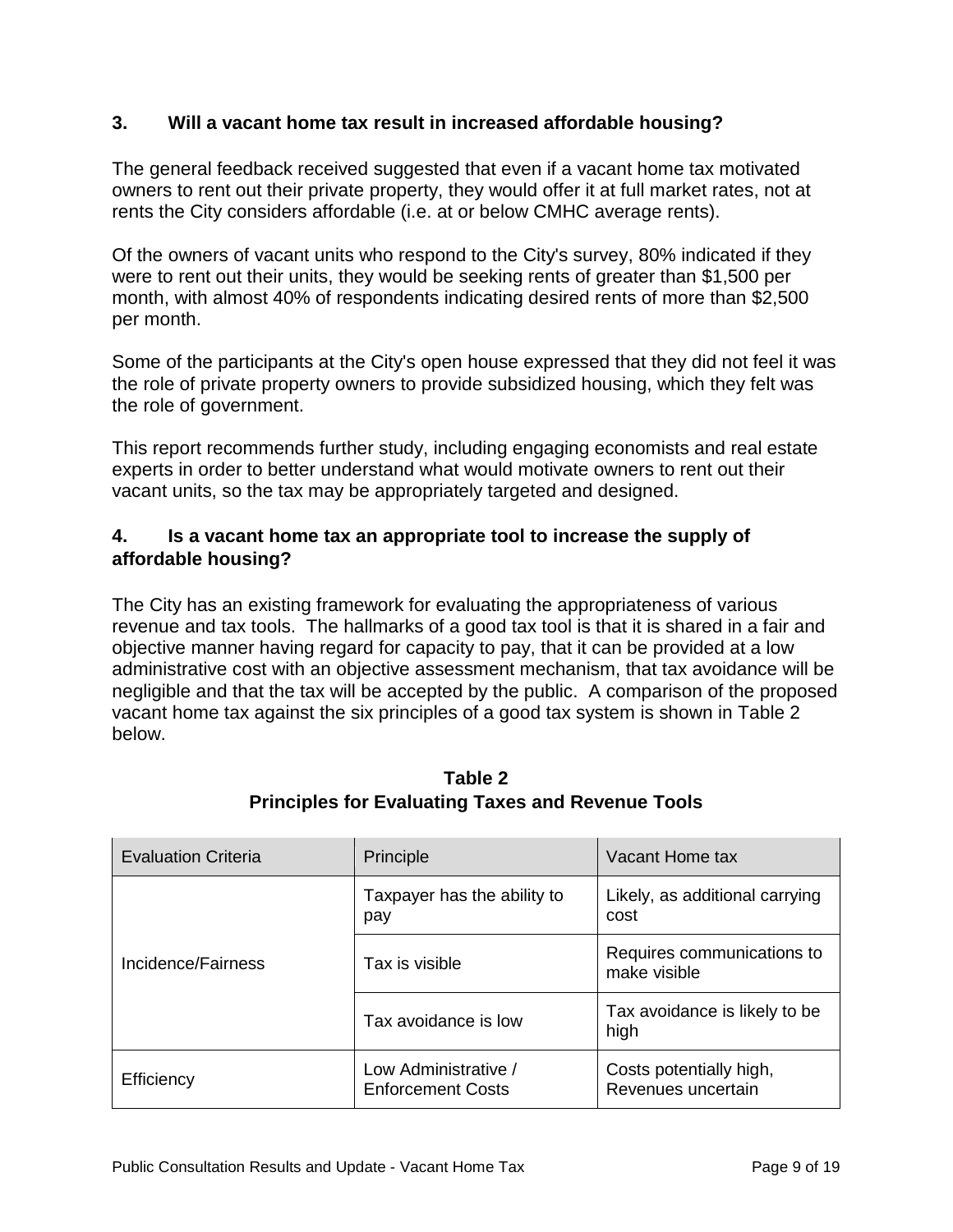### 3. Will a vacant home tax result in increased affordable housing?

The general feedback received suggested that even if a vacant home tax motivated owners to rent out their private property, they would offer it at full market rates, not at rents the City considers affordable (i.e. at or below CMHC average rents).

Of the owners of vacant units who respond to the City's survey, 80% indicated if they were to rent out their units, they would be seeking rents of greater than $1,500 per month, with almost 40% of respondents indicating desired rents of more than $2,500 per month.

Some of the participants at the City's open house expressed that they did not feel it was the role of private property owners to provide subsidized housing, which they felt was the role of government.

This report recommends further study, including engaging economists and real estate experts in order to better understand what would motivate owners to rent out their vacant units, so the tax may be appropriately targeted and designed.

### 4. Is a vacant home tax an appropriate tool to increase the supply of affordable housing?

The City has an existing framework for evaluating the appropriateness of various revenue and tax tools. The hallmarks of a good tax tool is that it is shared in a fair and objective manner having regard for capacity to pay, that it can be provided at a low administrative cost with an objective assessment mechanism, that tax avoidance will be negligible and that the tax will be accepted by the public. A comparison of the proposed vacant home tax against the six principles of a good tax system is shown in Table 2 below.

**Table 2**
**Principles for Evaluating Taxes and Revenue Tools**

| Evaluation Criteria | Principle | Vacant Home tax |
|---|---|---|
| Incidence/Fairness | Taxpayer has the ability to pay | Likely, as additional carrying cost |
| | Tax is visible | Requires communications to make visible |
| | Tax avoidance is low | Tax avoidance is likely to be high |
| Efficiency | Low Administrative / Enforcement Costs | Costs potentially high, Revenues uncertain |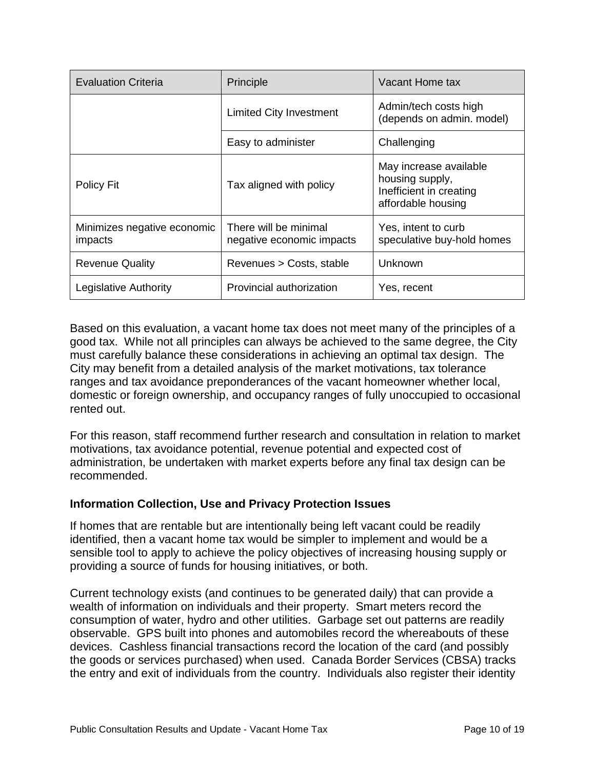| Evaluation Criteria | Principle | Vacant Home tax |
|---|---|---|
| | Limited City Investment | Admin/tech costs high (depends on admin. model) |
| | Easy to administer | Challenging |
| Policy Fit | Tax aligned with policy | May increase available housing supply, Inefficient in creating affordable housing |
| Minimizes negative economic impacts | There will be minimal negative economic impacts | Yes, intent to curb speculative buy-hold homes |
| Revenue Quality | Revenues > Costs, stable | Unknown |
| Legislative Authority | Provincial authorization | Yes, recent |

Based on this evaluation, a vacant home tax does not meet many of the principles of a good tax. While not all principles can always be achieved to the same degree, the City must carefully balance these considerations in achieving an optimal tax design. The City may benefit from a detailed analysis of the market motivations, tax tolerance ranges and tax avoidance preponderances of the vacant homeowner whether local, domestic or foreign ownership, and occupancy ranges of fully unoccupied to occasional rented out.

For this reason, staff recommend further research and consultation in relation to market motivations, tax avoidance potential, revenue potential and expected cost of administration, be undertaken with market experts before any final tax design can be recommended.

**Information Collection, Use and Privacy Protection Issues**

If homes that are rentable but are intentionally being left vacant could be readily identified, then a vacant home tax would be simpler to implement and would be a sensible tool to apply to achieve the policy objectives of increasing housing supply or providing a source of funds for housing initiatives, or both.

Current technology exists (and continues to be generated daily) that can provide a wealth of information on individuals and their property. Smart meters record the consumption of water, hydro and other utilities. Garbage set out patterns are readily observable. GPS built into phones and automobiles record the whereabouts of these devices. Cashless financial transactions record the location of the card (and possibly the goods or services purchased) when used. Canada Border Services (CBSA) tracks the entry and exit of individuals from the country. Individuals also register their identity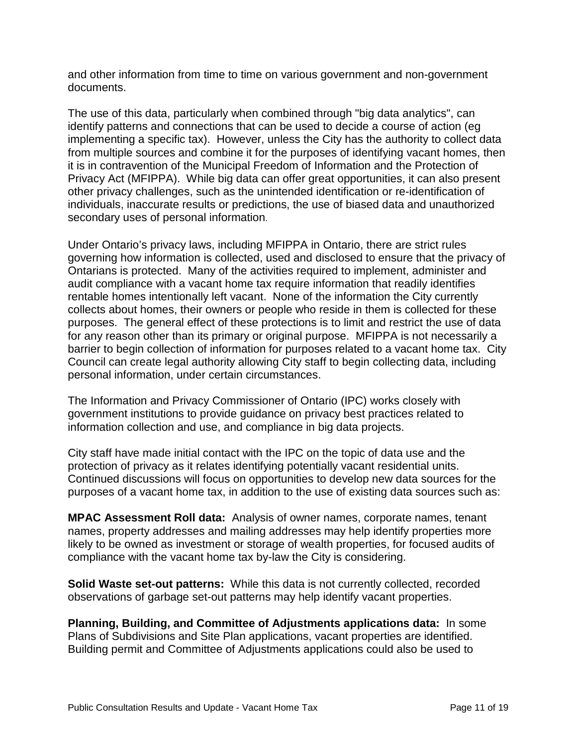and other information from time to time on various government and non-government documents.

The use of this data, particularly when combined through "big data analytics", can identify patterns and connections that can be used to decide a course of action (eg implementing a specific tax). However, unless the City has the authority to collect data from multiple sources and combine it for the purposes of identifying vacant homes, then it is in contravention of the Municipal Freedom of Information and the Protection of Privacy Act (MFIPPA). While big data can offer great opportunities, it can also present other privacy challenges, such as the unintended identification or re-identification of individuals, inaccurate results or predictions, the use of biased data and unauthorized secondary uses of personal information.

Under Ontario's privacy laws, including MFIPPA in Ontario, there are strict rules governing how information is collected, used and disclosed to ensure that the privacy of Ontarians is protected. Many of the activities required to implement, administer and audit compliance with a vacant home tax require information that readily identifies rentable homes intentionally left vacant. None of the information the City currently collects about homes, their owners or people who reside in them is collected for these purposes. The general effect of these protections is to limit and restrict the use of data for any reason other than its primary or original purpose. MFIPPA is not necessarily a barrier to begin collection of information for purposes related to a vacant home tax. City Council can create legal authority allowing City staff to begin collecting data, including personal information, under certain circumstances.

The Information and Privacy Commissioner of Ontario (IPC) works closely with government institutions to provide guidance on privacy best practices related to information collection and use, and compliance in big data projects.

City staff have made initial contact with the IPC on the topic of data use and the protection of privacy as it relates identifying potentially vacant residential units. Continued discussions will focus on opportunities to develop new data sources for the purposes of a vacant home tax, in addition to the use of existing data sources such as:

**MPAC Assessment Roll data:** Analysis of owner names, corporate names, tenant names, property addresses and mailing addresses may help identify properties more likely to be owned as investment or storage of wealth properties, for focused audits of compliance with the vacant home tax by-law the City is considering.

**Solid Waste set-out patterns:** While this data is not currently collected, recorded observations of garbage set-out patterns may help identify vacant properties.

**Planning, Building, and Committee of Adjustments applications data:** In some Plans of Subdivisions and Site Plan applications, vacant properties are identified. Building permit and Committee of Adjustments applications could also be used to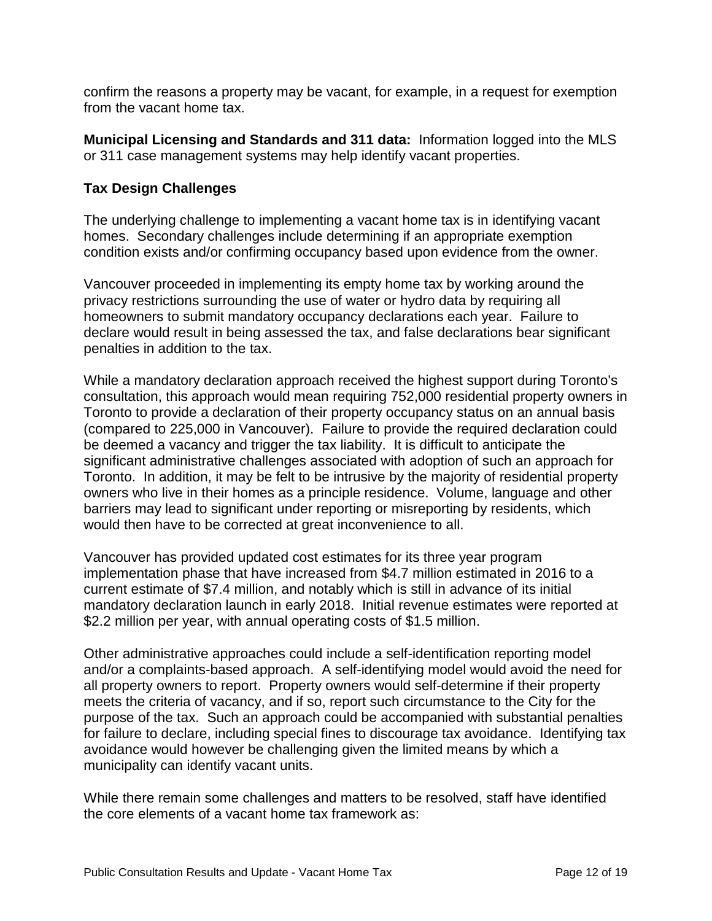confirm the reasons a property may be vacant, for example, in a request for exemption from the vacant home tax.

**Municipal Licensing and Standards and 311 data:** Information logged into the MLS or 311 case management systems may help identify vacant properties.

### Tax Design Challenges

The underlying challenge to implementing a vacant home tax is in identifying vacant homes. Secondary challenges include determining if an appropriate exemption condition exists and/or confirming occupancy based upon evidence from the owner.

Vancouver proceeded in implementing its empty home tax by working around the privacy restrictions surrounding the use of water or hydro data by requiring all homeowners to submit mandatory occupancy declarations each year. Failure to declare would result in being assessed the tax, and false declarations bear significant penalties in addition to the tax.

While a mandatory declaration approach received the highest support during Toronto's consultation, this approach would mean requiring 752,000 residential property owners in Toronto to provide a declaration of their property occupancy status on an annual basis (compared to 225,000 in Vancouver). Failure to provide the required declaration could be deemed a vacancy and trigger the tax liability. It is difficult to anticipate the significant administrative challenges associated with adoption of such an approach for Toronto. In addition, it may be felt to be intrusive by the majority of residential property owners who live in their homes as a principle residence. Volume, language and other barriers may lead to significant under reporting or misreporting by residents, which would then have to be corrected at great inconvenience to all.

Vancouver has provided updated cost estimates for its three year program implementation phase that have increased from $4.7 million estimated in 2016 to a current estimate of $7.4 million, and notably which is still in advance of its initial mandatory declaration launch in early 2018. Initial revenue estimates were reported at $2.2 million per year, with annual operating costs of $1.5 million.

Other administrative approaches could include a self-identification reporting model and/or a complaints-based approach. A self-identifying model would avoid the need for all property owners to report. Property owners would self-determine if their property meets the criteria of vacancy, and if so, report such circumstance to the City for the purpose of the tax. Such an approach could be accompanied with substantial penalties for failure to declare, including special fines to discourage tax avoidance. Identifying tax avoidance would however be challenging given the limited means by which a municipality can identify vacant units.

While there remain some challenges and matters to be resolved, staff have identified the core elements of a vacant home tax framework as: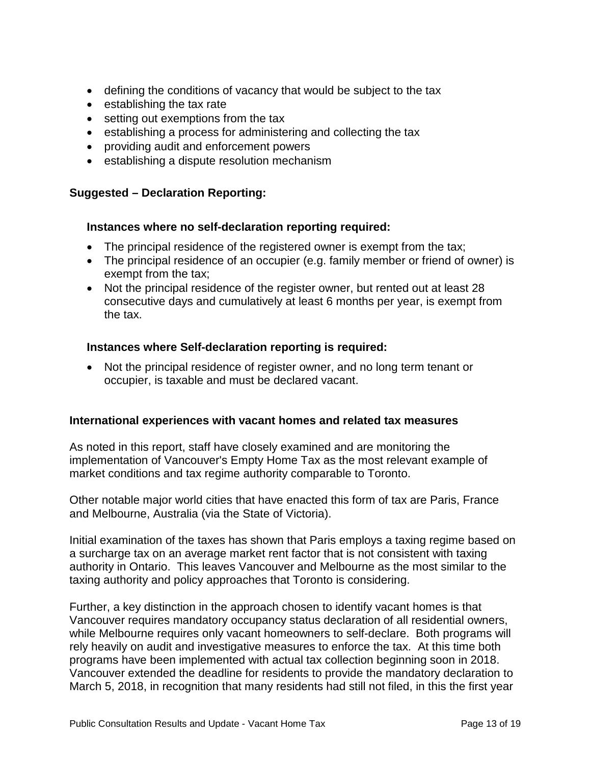- defining the conditions of vacancy that would be subject to the tax
- establishing the tax rate
- setting out exemptions from the tax
- establishing a process for administering and collecting the tax
- providing audit and enforcement powers
- establishing a dispute resolution mechanism

**Suggested – Declaration Reporting:**

**Instances where no self-declaration reporting required:**

- The principal residence of the registered owner is exempt from the tax;
- The principal residence of an occupier (e.g. family member or friend of owner) is exempt from the tax;
- Not the principal residence of the register owner, but rented out at least 28 consecutive days and cumulatively at least 6 months per year, is exempt from the tax.

**Instances where Self-declaration reporting is required:**

- Not the principal residence of register owner, and no long term tenant or occupier, is taxable and must be declared vacant.

**International experiences with vacant homes and related tax measures**

As noted in this report, staff have closely examined and are monitoring the implementation of Vancouver's Empty Home Tax as the most relevant example of market conditions and tax regime authority comparable to Toronto.

Other notable major world cities that have enacted this form of tax are Paris, France and Melbourne, Australia (via the State of Victoria).

Initial examination of the taxes has shown that Paris employs a taxing regime based on a surcharge tax on an average market rent factor that is not consistent with taxing authority in Ontario. This leaves Vancouver and Melbourne as the most similar to the taxing authority and policy approaches that Toronto is considering.

Further, a key distinction in the approach chosen to identify vacant homes is that Vancouver requires mandatory occupancy status declaration of all residential owners, while Melbourne requires only vacant homeowners to self-declare. Both programs will rely heavily on audit and investigative measures to enforce the tax. At this time both programs have been implemented with actual tax collection beginning soon in 2018. Vancouver extended the deadline for residents to provide the mandatory declaration to March 5, 2018, in recognition that many residents had still not filed, in this the first year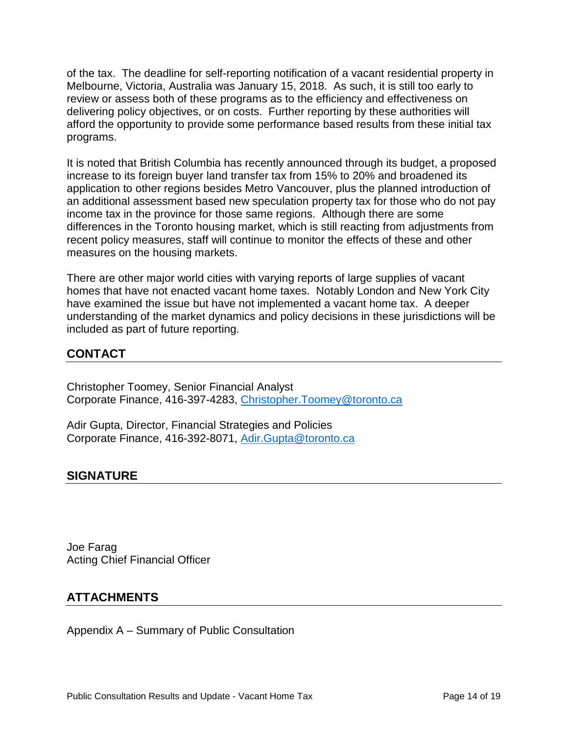of the tax. The deadline for self-reporting notification of a vacant residential property in Melbourne, Victoria, Australia was January 15, 2018. As such, it is still too early to review or assess both of these programs as to the efficiency and effectiveness on delivering policy objectives, or on costs. Further reporting by these authorities will afford the opportunity to provide some performance based results from these initial tax programs.

It is noted that British Columbia has recently announced through its budget, a proposed increase to its foreign buyer land transfer tax from 15% to 20% and broadened its application to other regions besides Metro Vancouver, plus the planned introduction of an additional assessment based new speculation property tax for those who do not pay income tax in the province for those same regions. Although there are some differences in the Toronto housing market, which is still reacting from adjustments from recent policy measures, staff will continue to monitor the effects of these and other measures on the housing markets.

There are other major world cities with varying reports of large supplies of vacant homes that have not enacted vacant home taxes. Notably London and New York City have examined the issue but have not implemented a vacant home tax. A deeper understanding of the market dynamics and policy decisions in these jurisdictions will be included as part of future reporting.

## CONTACT

Christopher Toomey, Senior Financial Analyst
Corporate Finance, 416-397-4283, Christopher.Toomey@toronto.ca

Adir Gupta, Director, Financial Strategies and Policies
Corporate Finance, 416-392-8071, Adir.Gupta@toronto.ca

## SIGNATURE

Joe Farag
Acting Chief Financial Officer

## ATTACHMENTS

Appendix A – Summary of Public Consultation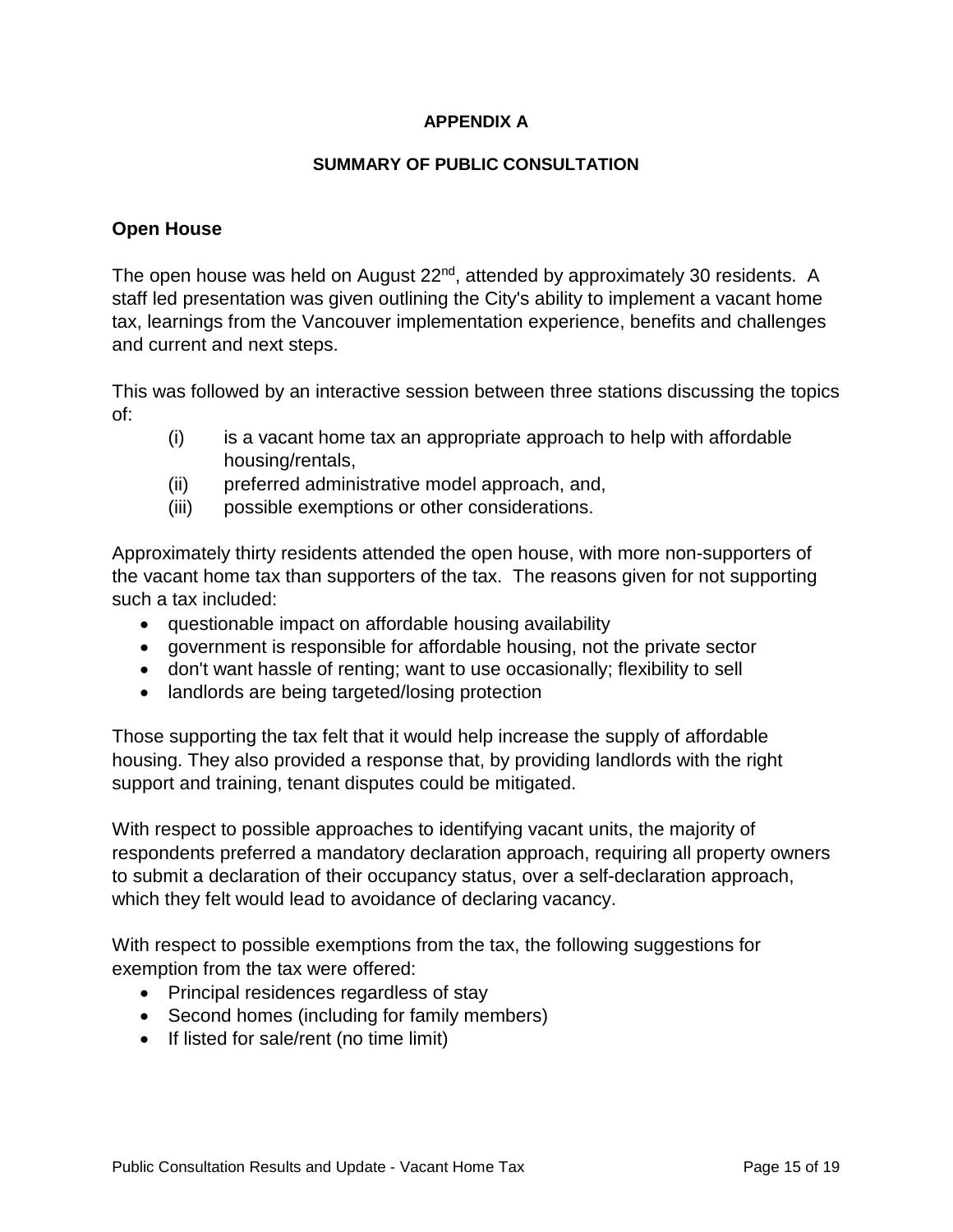**APPENDIX A**

**SUMMARY OF PUBLIC CONSULTATION**

## Open House

The open house was held on August 22nd, attended by approximately 30 residents. A staff led presentation was given outlining the City's ability to implement a vacant home tax, learnings from the Vancouver implementation experience, benefits and challenges and current and next steps.

This was followed by an interactive session between three stations discussing the topics of:

(i) is a vacant home tax an appropriate approach to help with affordable housing/rentals,
(ii) preferred administrative model approach, and,
(iii) possible exemptions or other considerations.

Approximately thirty residents attended the open house, with more non-supporters of the vacant home tax than supporters of the tax. The reasons given for not supporting such a tax included:

- questionable impact on affordable housing availability
- government is responsible for affordable housing, not the private sector
- don't want hassle of renting; want to use occasionally; flexibility to sell
- landlords are being targeted/losing protection

Those supporting the tax felt that it would help increase the supply of affordable housing. They also provided a response that, by providing landlords with the right support and training, tenant disputes could be mitigated.

With respect to possible approaches to identifying vacant units, the majority of respondents preferred a mandatory declaration approach, requiring all property owners to submit a declaration of their occupancy status, over a self-declaration approach, which they felt would lead to avoidance of declaring vacancy.

With respect to possible exemptions from the tax, the following suggestions for exemption from the tax were offered:

- Principal residences regardless of stay
- Second homes (including for family members)
- If listed for sale/rent (no time limit)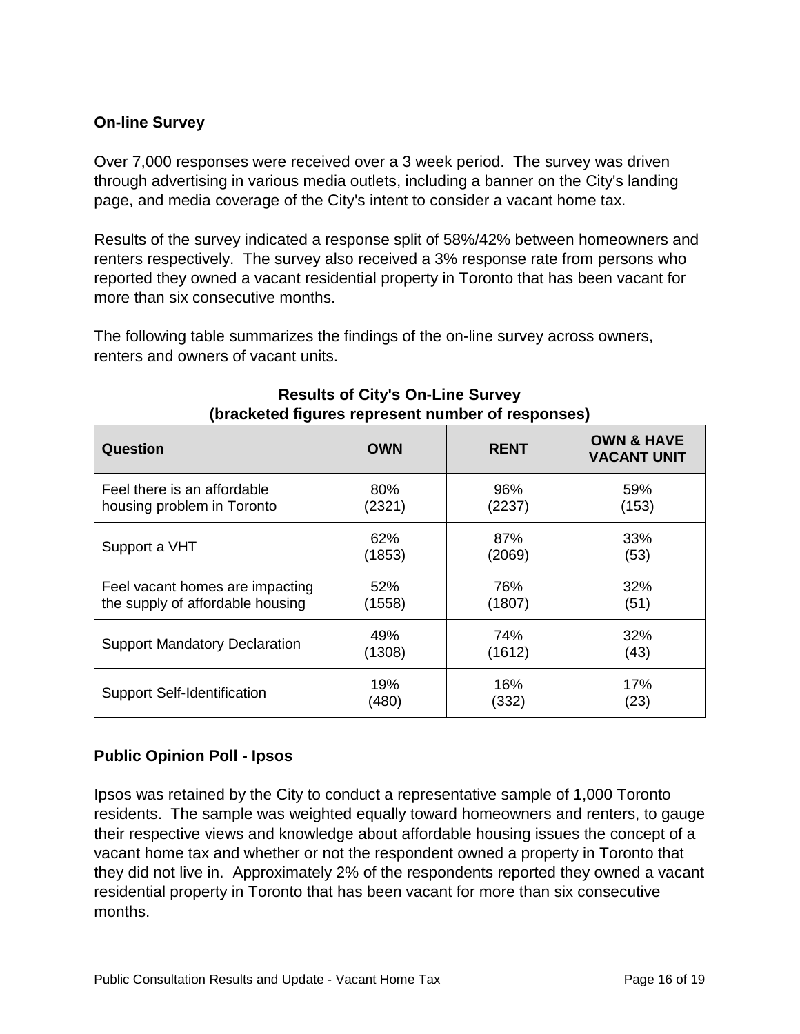## On-line Survey

Over 7,000 responses were received over a 3 week period. The survey was driven through advertising in various media outlets, including a banner on the City's landing page, and media coverage of the City's intent to consider a vacant home tax.

Results of the survey indicated a response split of 58%/42% between homeowners and renters respectively. The survey also received a 3% response rate from persons who reported they owned a vacant residential property in Toronto that has been vacant for more than six consecutive months.

The following table summarizes the findings of the on-line survey across owners, renters and owners of vacant units.

**Results of City's On-Line Survey (bracketed figures represent number of responses)**

| Question | OWN | RENT | OWN & HAVE VACANT UNIT |
|---|---|---|---|
| Feel there is an affordable housing problem in Toronto | 80% (2321) | 96% (2237) | 59% (153) |
| Support a VHT | 62% (1853) | 87% (2069) | 33% (53) |
| Feel vacant homes are impacting the supply of affordable housing | 52% (1558) | 76% (1807) | 32% (51) |
| Support Mandatory Declaration | 49% (1308) | 74% (1612) | 32% (43) |
| Support Self-Identification | 19% (480) | 16% (332) | 17% (23) |

## Public Opinion Poll - Ipsos

Ipsos was retained by the City to conduct a representative sample of 1,000 Toronto residents. The sample was weighted equally toward homeowners and renters, to gauge their respective views and knowledge about affordable housing issues the concept of a vacant home tax and whether or not the respondent owned a property in Toronto that they did not live in. Approximately 2% of the respondents reported they owned a vacant residential property in Toronto that has been vacant for more than six consecutive months.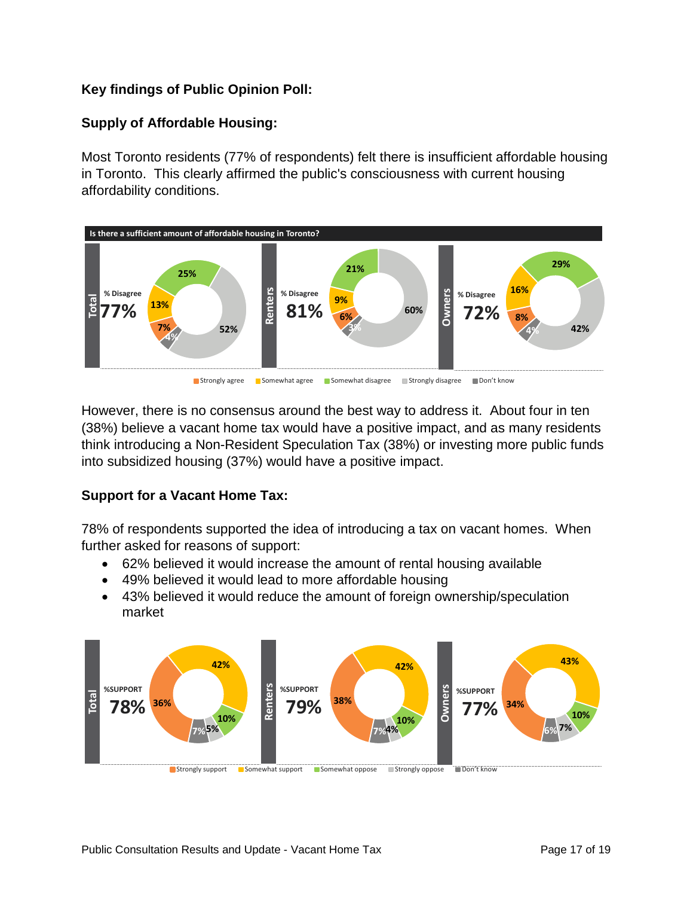**Key findings of Public Opinion Poll:**

**Supply of Affordable Housing:**

Most Toronto residents (77% of respondents) felt there is insufficient affordable housing in Toronto. This clearly affirmed the public's consciousness with current housing affordability conditions.

**Is there a sufficient amount of affordable housing in Toronto?**

| | % Disagree | Strongly agree | Somewhat agree | Somewhat disagree | Strongly disagree | Don't know |
|---|---|---|---|---|---|---|
| Total | 77% | 7% | 13% | 25% | 52% | 4% |
| Renters | 81% | 6% | 9% | 21% | 60% | 3% |
| Owners | 72% | 8% | 16% | 29% | 42% | 4% |

However, there is no consensus around the best way to address it. About four in ten (38%) believe a vacant home tax would have a positive impact, and as many residents think introducing a Non-Resident Speculation Tax (38%) or investing more public funds into subsidized housing (37%) would have a positive impact.

**Support for a Vacant Home Tax:**

78% of respondents supported the idea of introducing a tax on vacant homes. When further asked for reasons of support:

- 62% believed it would increase the amount of rental housing available
- 49% believed it would lead to more affordable housing
- 43% believed it would reduce the amount of foreign ownership/speculation market

| | %SUPPORT | Strongly support | Somewhat support | Somewhat oppose | Strongly oppose | Don't know |
|---|---|---|---|---|---|---|
| Total | 78% | 36% | 42% | 10% | 5% | 7% |
| Renters | 79% | 38% | 42% | 10% | 4% | 7% |
| Owners | 77% | 34% | 43% | 10% | 7% | 6% |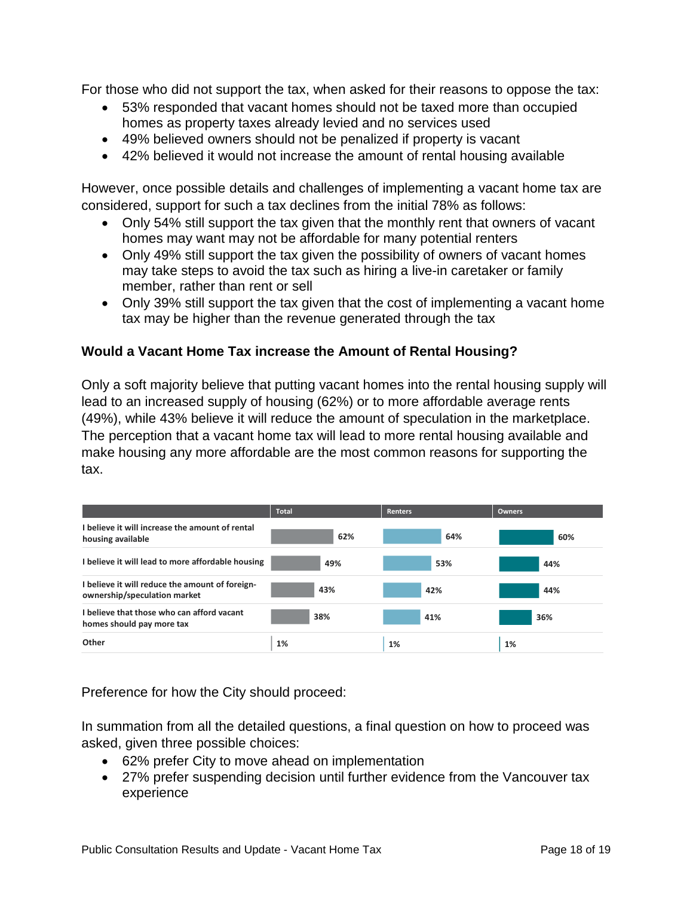For those who did not support the tax, when asked for their reasons to oppose the tax:

- 53% responded that vacant homes should not be taxed more than occupied homes as property taxes already levied and no services used
- 49% believed owners should not be penalized if property is vacant
- 42% believed it would not increase the amount of rental housing available

However, once possible details and challenges of implementing a vacant home tax are considered, support for such a tax declines from the initial 78% as follows:

- Only 54% still support the tax given that the monthly rent that owners of vacant homes may want may not be affordable for many potential renters
- Only 49% still support the tax given the possibility of owners of vacant homes may take steps to avoid the tax such as hiring a live-in caretaker or family member, rather than rent or sell
- Only 39% still support the tax given that the cost of implementing a vacant home tax may be higher than the revenue generated through the tax

**Would a Vacant Home Tax increase the Amount of Rental Housing?**

Only a soft majority believe that putting vacant homes into the rental housing supply will lead to an increased supply of housing (62%) or to more affordable average rents (49%), while 43% believe it will reduce the amount of speculation in the marketplace. The perception that a vacant home tax will lead to more rental housing available and make housing any more affordable are the most common reasons for supporting the tax.

| | Total | Renters | Owners |
|---|---|---|---|
| I believe it will increase the amount of rental housing available | 62% | 64% | 60% |
| I believe it will lead to more affordable housing | 49% | 53% | 44% |
| I believe it will reduce the amount of foreign-ownership/speculation market | 43% | 42% | 44% |
| I believe that those who can afford vacant homes should pay more tax | 38% | 41% | 36% |
| Other | 1% | 1% | 1% |

Preference for how the City should proceed:

In summation from all the detailed questions, a final question on how to proceed was asked, given three possible choices:

- 62% prefer City to move ahead on implementation
- 27% prefer suspending decision until further evidence from the Vancouver tax experience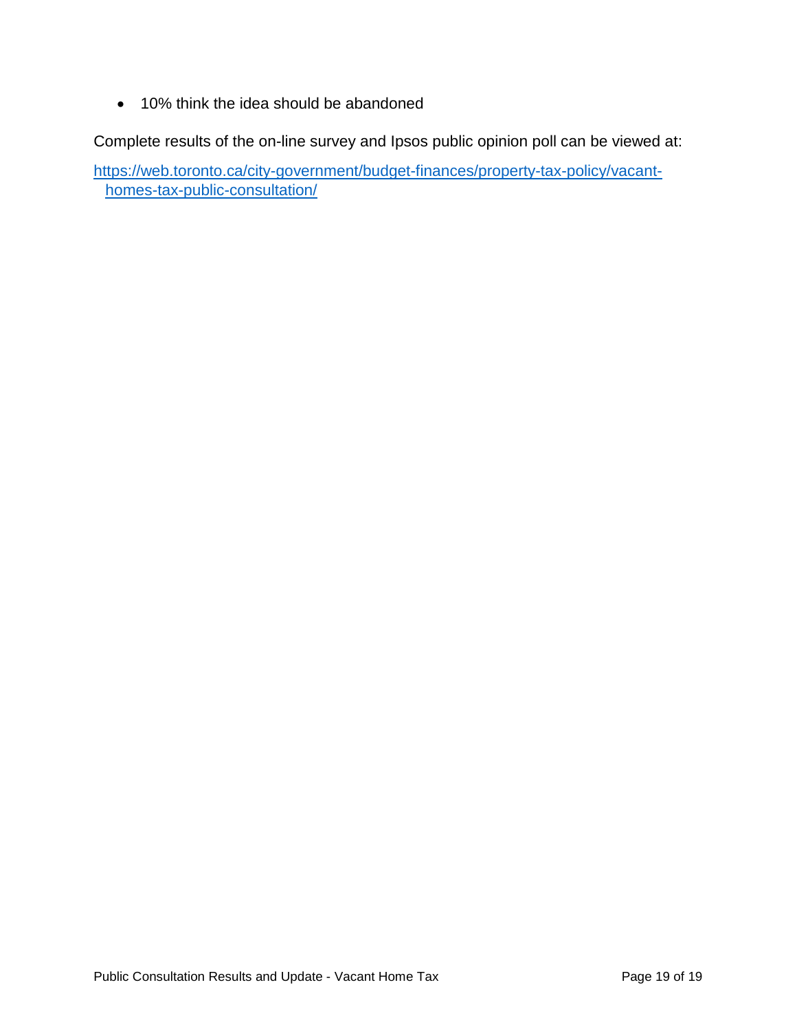- 10% think the idea should be abandoned

Complete results of the on-line survey and Ipsos public opinion poll can be viewed at:

[https://web.toronto.ca/city-government/budget-finances/property-tax-policy/vacant-homes-tax-public-consultation/](https://web.toronto.ca/city-government/budget-finances/property-tax-policy/vacant-homes-tax-public-consultation/)